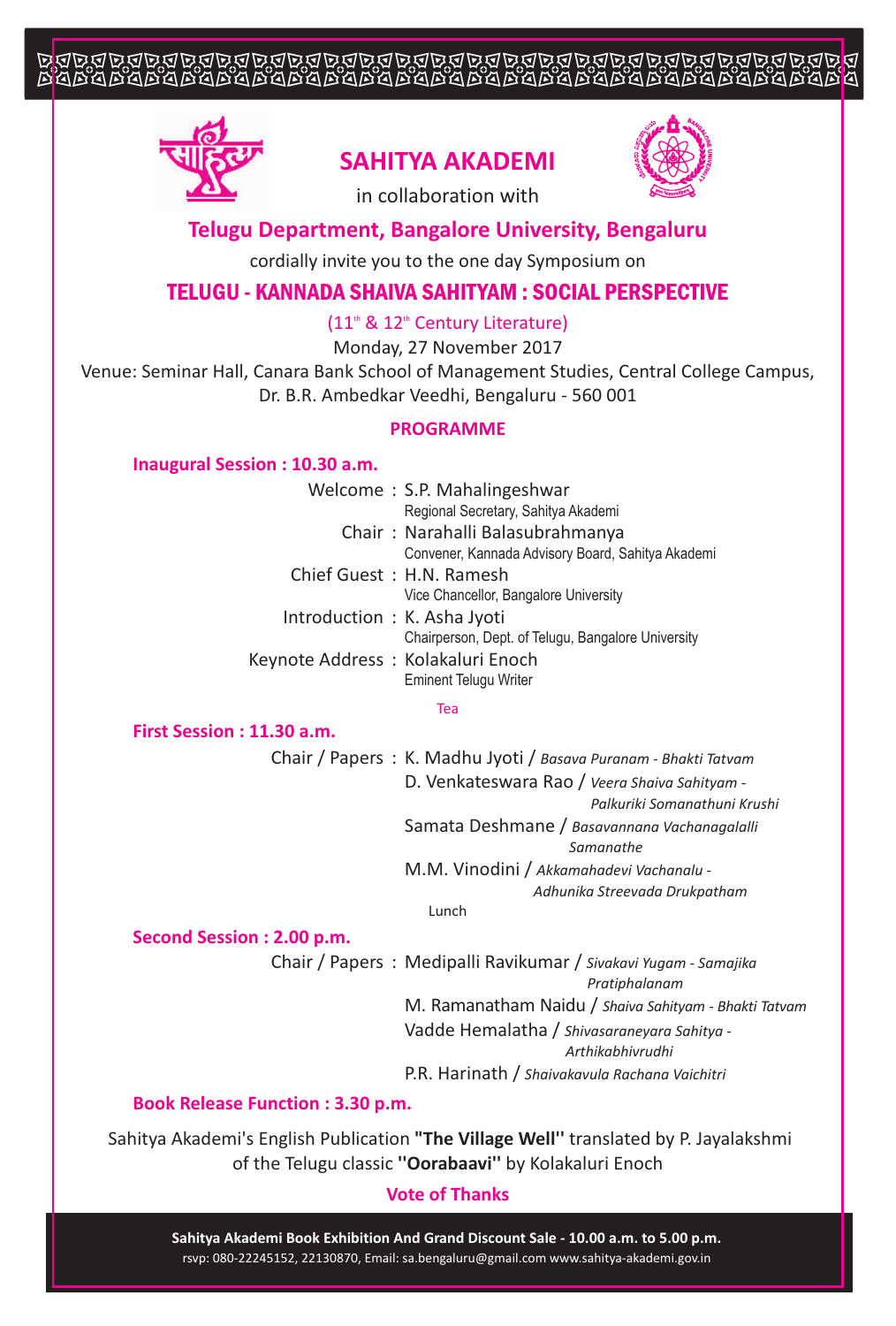# SAHITYA AKADEMI

in collaboration with

## Telugu Department, Bangalore University, Bengaluru

cordially invite you to the one day Symposium on

## TELUGU - KANNADA SHAIVA SAHITYAM : SOCIAL PERSPECTIVE

(11th & 12th Century Literature)

Monday, 27 November 2017

Venue: Seminar Hall, Canara Bank School of Management Studies, Central College Campus, Dr. B.R. Ambedkar Veedhi, Bengaluru - 560 001

### PROGRAMME

**Inaugural Session : 10.30 a.m.**

Welcome : S.P. Mahalingeshwar
Regional Secretary, Sahitya Akademi

Chair : Narahalli Balasubrahmanya
Convener, Kannada Advisory Board, Sahitya Akademi

Chief Guest : H.N. Ramesh
Vice Chancellor, Bangalore University

Introduction : K. Asha Jyoti
Chairperson, Dept. of Telugu, Bangalore University

Keynote Address : Kolakaluri Enoch
Eminent Telugu Writer

Tea

**First Session : 11.30 a.m.**

Chair / Papers : K. Madhu Jyoti / *Basava Puranam - Bhakti Tatvam*

D. Venkateswara Rao / *Veera Shaiva Sahityam - Palkuriki Somanathuni Krushi*

Samata Deshmane / *Basavannana Vachanagalalli Samanathe*

M.M. Vinodini / *Akkamahadevi Vachanalu - Adhunika Streevada Drukpatham*

Lunch

**Second Session : 2.00 p.m.**

Chair / Papers : Medipalli Ravikumar / *Sivakavi Yugam - Samajika Pratiphalanam*

M. Ramanatham Naidu / *Shaiva Sahityam - Bhakti Tatvam*

Vadde Hemalatha / *Shivasaraneyara Sahitya - Arthikabhivrudhi*

P.R. Harinath / *Shaivakavula Rachana Vaichitri*

**Book Release Function : 3.30 p.m.**

Sahitya Akademi's English Publication **"The Village Well"** translated by P. Jayalakshmi of the Telugu classic **"Oorabaavi"** by Kolakaluri Enoch

**Vote of Thanks**

**Sahitya Akademi Book Exhibition And Grand Discount Sale - 10.00 a.m. to 5.00 p.m.**

rsvp: 080-22245152, 22130870, Email: sa.bengaluru@gmail.com www.sahitya-akademi.gov.in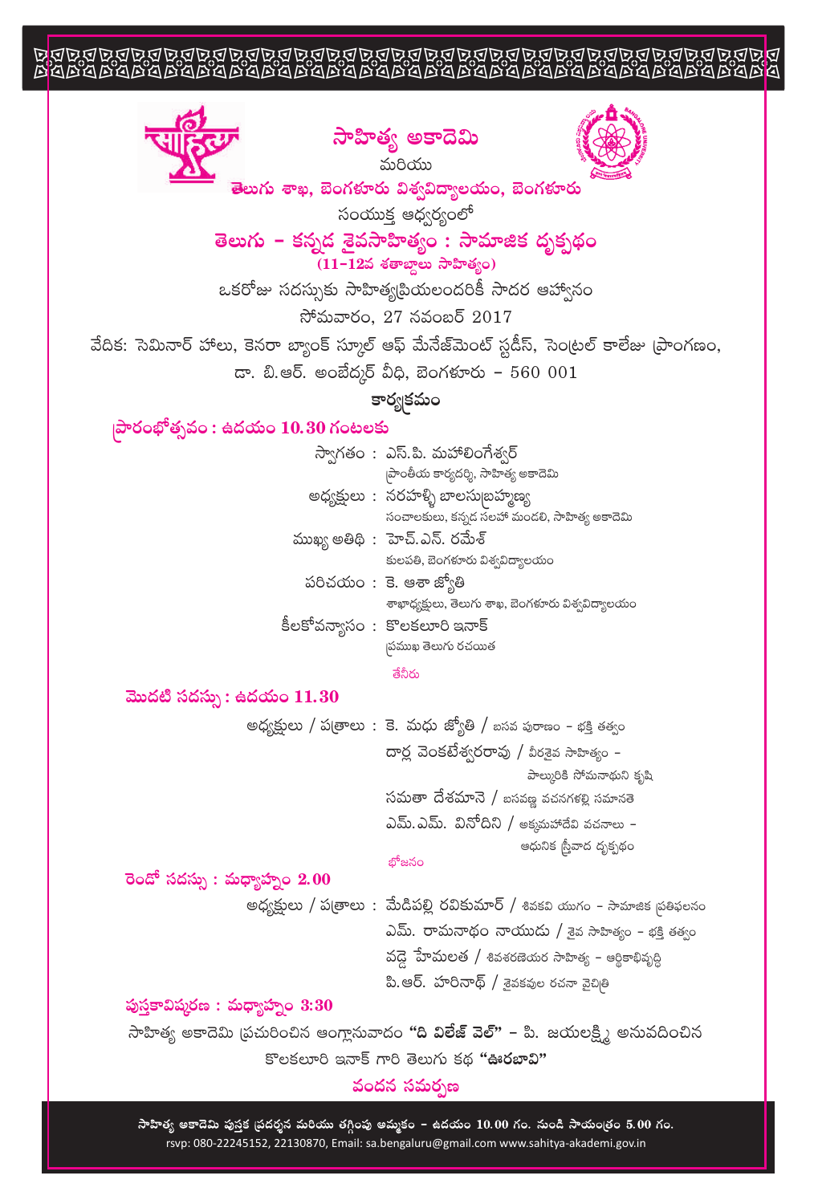# సాహిత్య అకాదెమి

మరియు

## తెలుగు శాఖ, బెంగళూరు విశ్వవిద్యాలయం, బెంగళూరు

సంయుక్త ఆధ్వర్యంలో

# తెలుగు - కన్నడ శైవసాహిత్యం : సామాజిక దృక్పథం

**(11-12వ శతాబ్దాలు సాహిత్యం)**

ఒకరోజు సదస్సుకు సాహిత్యప్రియులందరికీ సాదర ఆహ్వానం

సోమవారం, 27 నవంబర్ 2017

వేదిక: సెమినార్ హాలు, కెనరా బ్యాంక్ స్కూల్ ఆఫ్ మేనేజ్‌మెంట్ స్టడీస్, సెంట్రల్ కాలేజు ప్రాంగణం, డా. బి.ఆర్. అంబేద్కర్ వీధి, బెంగళూరు - 560 001

## కార్యక్రమం

### ప్రారంభోత్సవం : ఉదయం 10.30 గంటలకు

స్వాగతం : ఎస్.పి. మహాలింగేశ్వర్
ప్రాంతీయ కార్యదర్శి, సాహిత్య అకాదెమి

అధ్యక్షులు : నరహళ్ళి బాలసుబ్రహ్మణ్య
సంచాలకులు, కన్నడ సలహా మండలి, సాహిత్య అకాదెమి

ముఖ్య అతిథి : హెచ్.ఎన్. రమేశ్
కులపతి, బెంగళూరు విశ్వవిద్యాలయం

పరిచయం : కె. ఆశా జ్యోతి
శాఖాధ్యక్షులు, తెలుగు శాఖ, బెంగళూరు విశ్వవిద్యాలయం

కీలకోపన్యాసం : కొలకలూరి ఇనాక్
ప్రముఖ తెలుగు రచయిత

తేనీరు

### మొదటి సదస్సు : ఉదయం 11.30

అధ్యక్షులు / పత్రాలు : కె. మధు జ్యోతి / బసవ పురాణం - భక్తి తత్త్వం

దార్ల వెంకటేశ్వరరావు / వీరశైవ సాహిత్యం - పాల్కురికి సోమనాథుని కృషి

సమతా దేశమానె / బసవణ్ణ వచనగళల్లి సమానతె

ఎమ్.ఎమ్. వినోదిని / అక్కమహాదేవి వచనాలు - ఆధునిక స్త్రీవాద దృక్పథం

భోజనం

### రెండో సదస్సు : మధ్యాహ్నం 2.00

అధ్యక్షులు / పత్రాలు : మేడిపల్లి రవికుమార్ / శివకవి యుగం - సామాజిక ప్రతిఫలనం

ఎమ్. రామనాథం నాయుడు / శైవ సాహిత్యం - భక్తి తత్త్వం

వడ్డె హేమలత / శివశరణెయర సాహిత్య - ఆర్థికాభివృద్ధి

పి.ఆర్. హరినాథ్ / శైవకవుల రచనా వైచిత్రి

### పుస్తకావిష్కరణ : మధ్యాహ్నం 3:30

సాహిత్య అకాదెమి ప్రచురించిన ఆంగ్లానువాదం **"ది విలేజ్ వెల్"** - పి. జయలక్ష్మి అనువదించిన కొలకలూరి ఇనాక్ గారి తెలుగు కథ **"ఊరబావి"**

### వందన సమర్పణ

**సాహిత్య అకాదెమి పుస్తక ప్రదర్శన మరియు తగ్గింపు అమ్మకం - ఉదయం 10.00 గం. నుండి సాయంత్రం 5.00 గం.**

rsvp: 080-22245152, 22130870, Email: sa.bengaluru@gmail.com www.sahitya-akademi.gov.in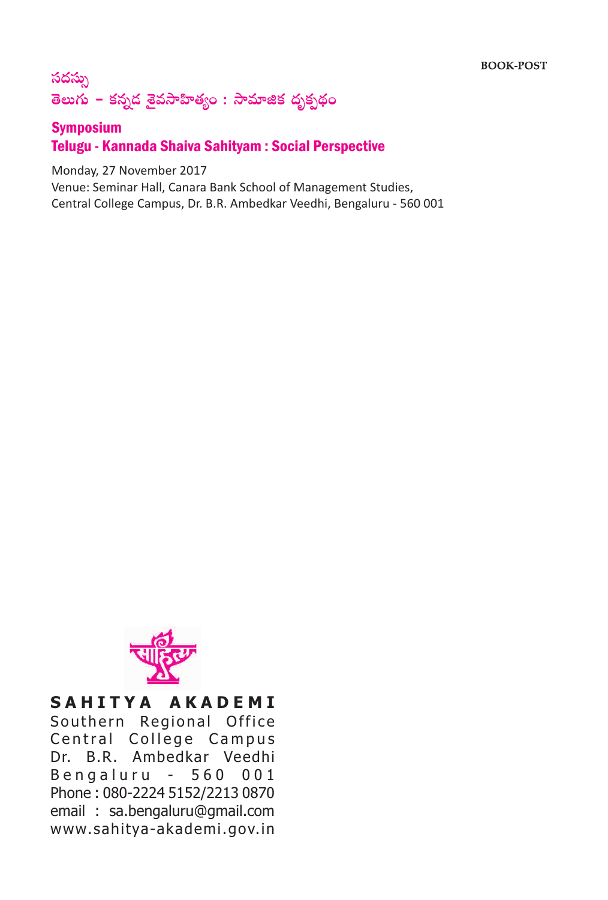BOOK-POST

## సదస్సు
## తెలుగు – కన్నడ శైవసాహిత్యం : సామాజిక దృక్పథం

## Symposium
## Telugu - Kannada Shaiva Sahityam : Social Perspective

Monday, 27 November 2017
Venue: Seminar Hall, Canara Bank School of Management Studies,
Central College Campus, Dr. B.R. Ambedkar Veedhi, Bengaluru - 560 001

**SAHITYA AKADEMI**
Southern Regional Office
Central College Campus
Dr. B.R. Ambedkar Veedhi
Bengaluru - 560 001
Phone : 080-2224 5152/2213 0870
email : sa.bengaluru@gmail.com
www.sahitya-akademi.gov.in